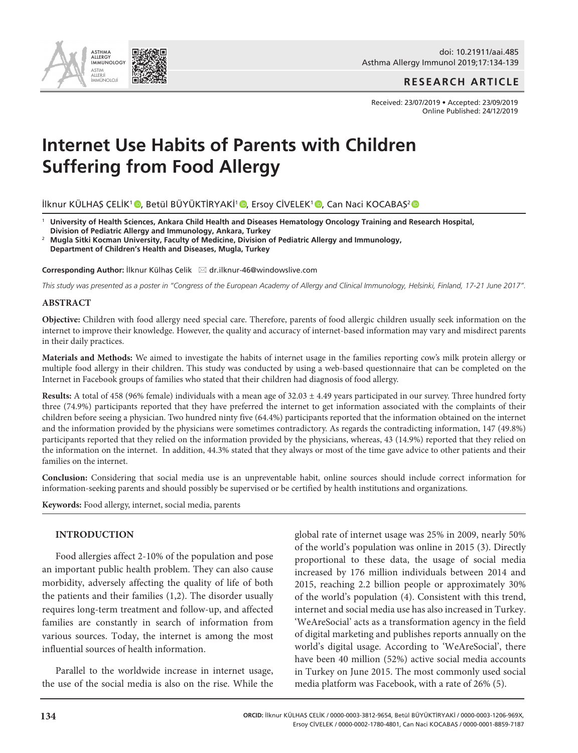RESEARCH ARTICLE

doi: 10.21911/aai.485

Received: 23/07/2019 • Accepted: 23/09/2019
Online Published: 24/12/2019

# Internet Use Habits of Parents with Children Suffering from Food Allergy

İlknur KÜLHAŞ ÇELİK[1], Betül BÜYÜKTİRYAKİ[1], Ersoy CİVELEK[1], Can Naci KOCABAŞ[2]

[1] **University of Health Sciences, Ankara Child Health and Diseases Hematology Oncology Training and Research Hospital, Division of Pediatric Allergy and Immunology, Ankara, Turkey**

[2] **Mugla Sitki Kocman University, Faculty of Medicine, Division of Pediatric Allergy and Immunology, Department of Children's Health and Diseases, Mugla, Turkey**

**Corresponding Author:** İlknur Külhaş Çelik ✉ dr.ilknur-46@windowslive.com

*This study was presented as a poster in "Congress of the European Academy of Allergy and Clinical Immunology, Helsinki, Finland, 17-21 June 2017".*

## ABSTRACT

**Objective:** Children with food allergy need special care. Therefore, parents of food allergic children usually seek information on the internet to improve their knowledge. However, the quality and accuracy of internet-based information may vary and misdirect parents in their daily practices.

**Materials and Methods:** We aimed to investigate the habits of internet usage in the families reporting cow's milk protein allergy or multiple food allergy in their children. This study was conducted by using a web-based questionnaire that can be completed on the Internet in Facebook groups of families who stated that their children had diagnosis of food allergy.

**Results:** A total of 458 (96% female) individuals with a mean age of 32.03 ± 4.49 years participated in our survey. Three hundred forty three (74.9%) participants reported that they have preferred the internet to get information associated with the complaints of their children before seeing a physician. Two hundred ninty five (64.4%) participants reported that the information obtained on the internet and the information provided by the physicians were sometimes contradictory. As regards the contradicting information, 147 (49.8%) participants reported that they relied on the information provided by the physicians, whereas, 43 (14.9%) reported that they relied on the information on the internet. In addition, 44.3% stated that they always or most of the time gave advice to other patients and their families on the internet.

**Conclusion:** Considering that social media use is an unpreventable habit, online sources should include correct information for information-seeking parents and should possibly be supervised or be certified by health institutions and organizations.

**Keywords:** Food allergy, internet, social media, parents

## INTRODUCTION

Food allergies affect 2-10% of the population and pose an important public health problem. They can also cause morbidity, adversely affecting the quality of life of both the patients and their families (1,2). The disorder usually requires long-term treatment and follow-up, and affected families are constantly in search of information from various sources. Today, the internet is among the most influential sources of health information.

Parallel to the worldwide increase in internet usage, the use of the social media is also on the rise. While the global rate of internet usage was 25% in 2009, nearly 50% of the world's population was online in 2015 (3). Directly proportional to these data, the usage of social media increased by 176 million individuals between 2014 and 2015, reaching 2.2 billion people or approximately 30% of the world's population (4). Consistent with this trend, internet and social media use has also increased in Turkey. 'WeAreSocial' acts as a transformation agency in the field of digital marketing and publishes reports annually on the world's digital usage. According to 'WeAreSocial', there have been 40 million (52%) active social media accounts in Turkey on June 2015. The most commonly used social media platform was Facebook, with a rate of 26% (5).

**ORCID:** İlknur KÜLHAŞ ÇELİK / 0000-0003-3812-9654, Betül BÜYÜKTİRYAKİ / 0000-0003-1206-969X, Ersoy CİVELEK / 0000-0002-1780-4801, Can Naci KOCABAŞ / 0000-0001-8859-7187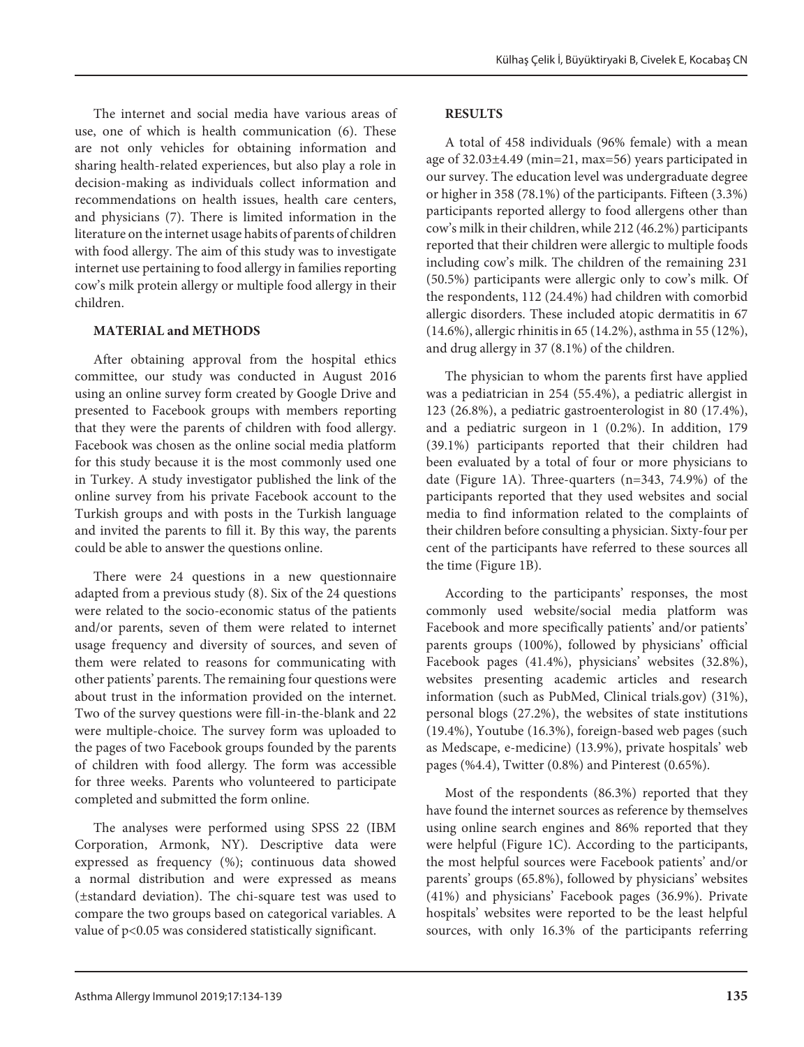The internet and social media have various areas of use, one of which is health communication (6). These are not only vehicles for obtaining information and sharing health-related experiences, but also play a role in decision-making as individuals collect information and recommendations on health issues, health care centers, and physicians (7). There is limited information in the literature on the internet usage habits of parents of children with food allergy. The aim of this study was to investigate internet use pertaining to food allergy in families reporting cow's milk protein allergy or multiple food allergy in their children.

## MATERIAL and METHODS

After obtaining approval from the hospital ethics committee, our study was conducted in August 2016 using an online survey form created by Google Drive and presented to Facebook groups with members reporting that they were the parents of children with food allergy. Facebook was chosen as the online social media platform for this study because it is the most commonly used one in Turkey. A study investigator published the link of the online survey from his private Facebook account to the Turkish groups and with posts in the Turkish language and invited the parents to fill it. By this way, the parents could be able to answer the questions online.

There were 24 questions in a new questionnaire adapted from a previous study (8). Six of the 24 questions were related to the socio-economic status of the patients and/or parents, seven of them were related to internet usage frequency and diversity of sources, and seven of them were related to reasons for communicating with other patients' parents. The remaining four questions were about trust in the information provided on the internet. Two of the survey questions were fill-in-the-blank and 22 were multiple-choice. The survey form was uploaded to the pages of two Facebook groups founded by the parents of children with food allergy. The form was accessible for three weeks. Parents who volunteered to participate completed and submitted the form online.

The analyses were performed using SPSS 22 (IBM Corporation, Armonk, NY). Descriptive data were expressed as frequency (%); continuous data showed a normal distribution and were expressed as means (±standard deviation). The chi-square test was used to compare the two groups based on categorical variables. A value of $p<0.05$ was considered statistically significant.

## RESULTS

A total of 458 individuals (96% female) with a mean age of 32.03±4.49 (min=21, max=56) years participated in our survey. The education level was undergraduate degree or higher in 358 (78.1%) of the participants. Fifteen (3.3%) participants reported allergy to food allergens other than cow's milk in their children, while 212 (46.2%) participants reported that their children were allergic to multiple foods including cow's milk. The children of the remaining 231 (50.5%) participants were allergic only to cow's milk. Of the respondents, 112 (24.4%) had children with comorbid allergic disorders. These included atopic dermatitis in 67 (14.6%), allergic rhinitis in 65 (14.2%), asthma in 55 (12%), and drug allergy in 37 (8.1%) of the children.

The physician to whom the parents first have applied was a pediatrician in 254 (55.4%), a pediatric allergist in 123 (26.8%), a pediatric gastroenterologist in 80 (17.4%), and a pediatric surgeon in 1 (0.2%). In addition, 179 (39.1%) participants reported that their children had been evaluated by a total of four or more physicians to date (Figure 1A). Three-quarters (n=343, 74.9%) of the participants reported that they used websites and social media to find information related to the complaints of their children before consulting a physician. Sixty-four per cent of the participants have referred to these sources all the time (Figure 1B).

According to the participants' responses, the most commonly used website/social media platform was Facebook and more specifically patients' and/or patients' parents groups (100%), followed by physicians' official Facebook pages (41.4%), physicians' websites (32.8%), websites presenting academic articles and research information (such as PubMed, Clinical trials.gov) (31%), personal blogs (27.2%), the websites of state institutions (19.4%), Youtube (16.3%), foreign-based web pages (such as Medscape, e-medicine) (13.9%), private hospitals' web pages (%4.4), Twitter (0.8%) and Pinterest (0.65%).

Most of the respondents (86.3%) reported that they have found the internet sources as reference by themselves using online search engines and 86% reported that they were helpful (Figure 1C). According to the participants, the most helpful sources were Facebook patients' and/or parents' groups (65.8%), followed by physicians' websites (41%) and physicians' Facebook pages (36.9%). Private hospitals' websites were reported to be the least helpful sources, with only 16.3% of the participants referring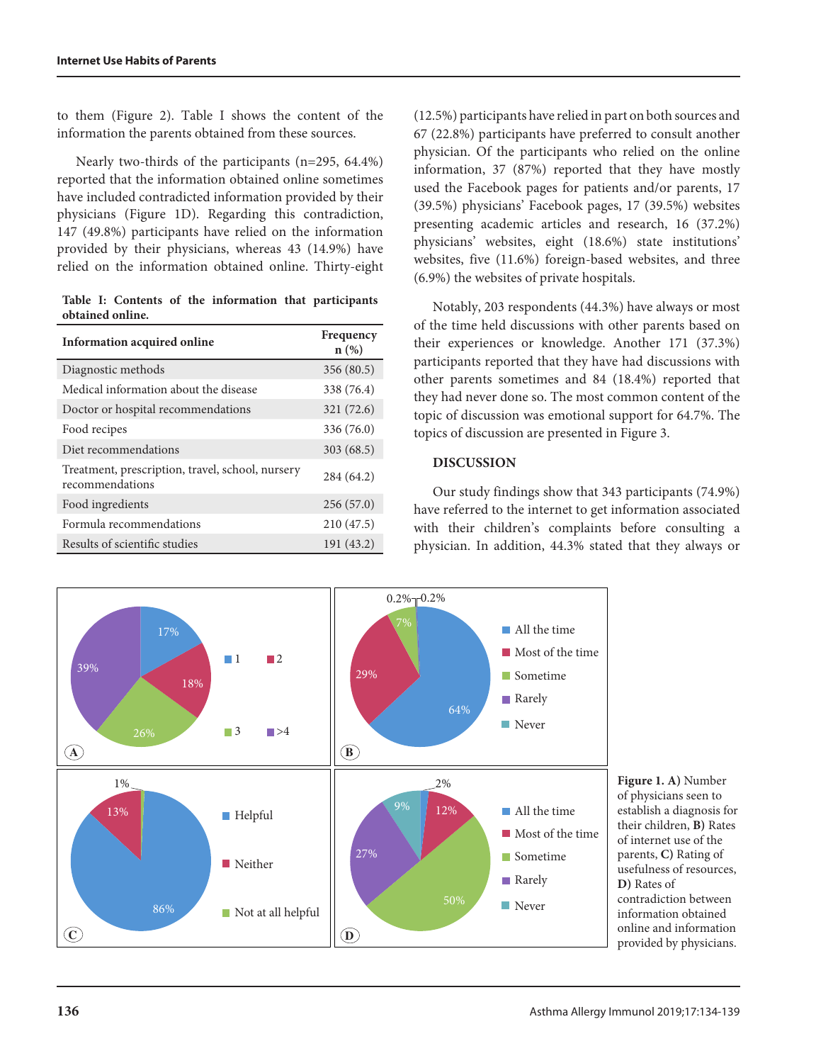to them (Figure 2). Table I shows the content of the information the parents obtained from these sources.

Nearly two-thirds of the participants (n=295, 64.4%) reported that the information obtained online sometimes have included contradicted information provided by their physicians (Figure 1D). Regarding this contradiction, 147 (49.8%) participants have relied on the information provided by their physicians, whereas 43 (14.9%) have relied on the information obtained online. Thirty-eight (12.5%) participants have relied in part on both sources and 67 (22.8%) participants have preferred to consult another physician. Of the participants who relied on the online information, 37 (87%) reported that they have mostly used the Facebook pages for patients and/or parents, 17 (39.5%) physicians' Facebook pages, 17 (39.5%) websites presenting academic articles and research, 16 (37.2%) physicians' websites, eight (18.6%) state institutions' websites, five (11.6%) foreign-based websites, and three (6.9%) the websites of private hospitals.

**Table I: Contents of the information that participants obtained online.**

| Information acquired online | Frequency n (%) |
|---|---|
| Diagnostic methods | 356 (80.5) |
| Medical information about the disease | 338 (76.4) |
| Doctor or hospital recommendations | 321 (72.6) |
| Food recipes | 336 (76.0) |
| Diet recommendations | 303 (68.5) |
| Treatment, prescription, travel, school, nursery recommendations | 284 (64.2) |
| Food ingredients | 256 (57.0) |
| Formula recommendations | 210 (47.5) |
| Results of scientific studies | 191 (43.2) |

Notably, 203 respondents (44.3%) have always or most of the time held discussions with other parents based on their experiences or knowledge. Another 171 (37.3%) participants reported that they have had discussions with other parents sometimes and 84 (18.4%) reported that they had never done so. The most common content of the topic of discussion was emotional support for 64.7%. The topics of discussion are presented in Figure 3.

## DISCUSSION

Our study findings show that 343 participants (74.9%) have referred to the internet to get information associated with their children's complaints before consulting a physician. In addition, 44.3% stated that they always or

**Figure 1. A)** Number of physicians seen to establish a diagnosis for their children, **B)** Rates of internet use of the parents, **C)** Rating of usefulness of resources, **D)** Rates of contradiction between information obtained online and information provided by physicians.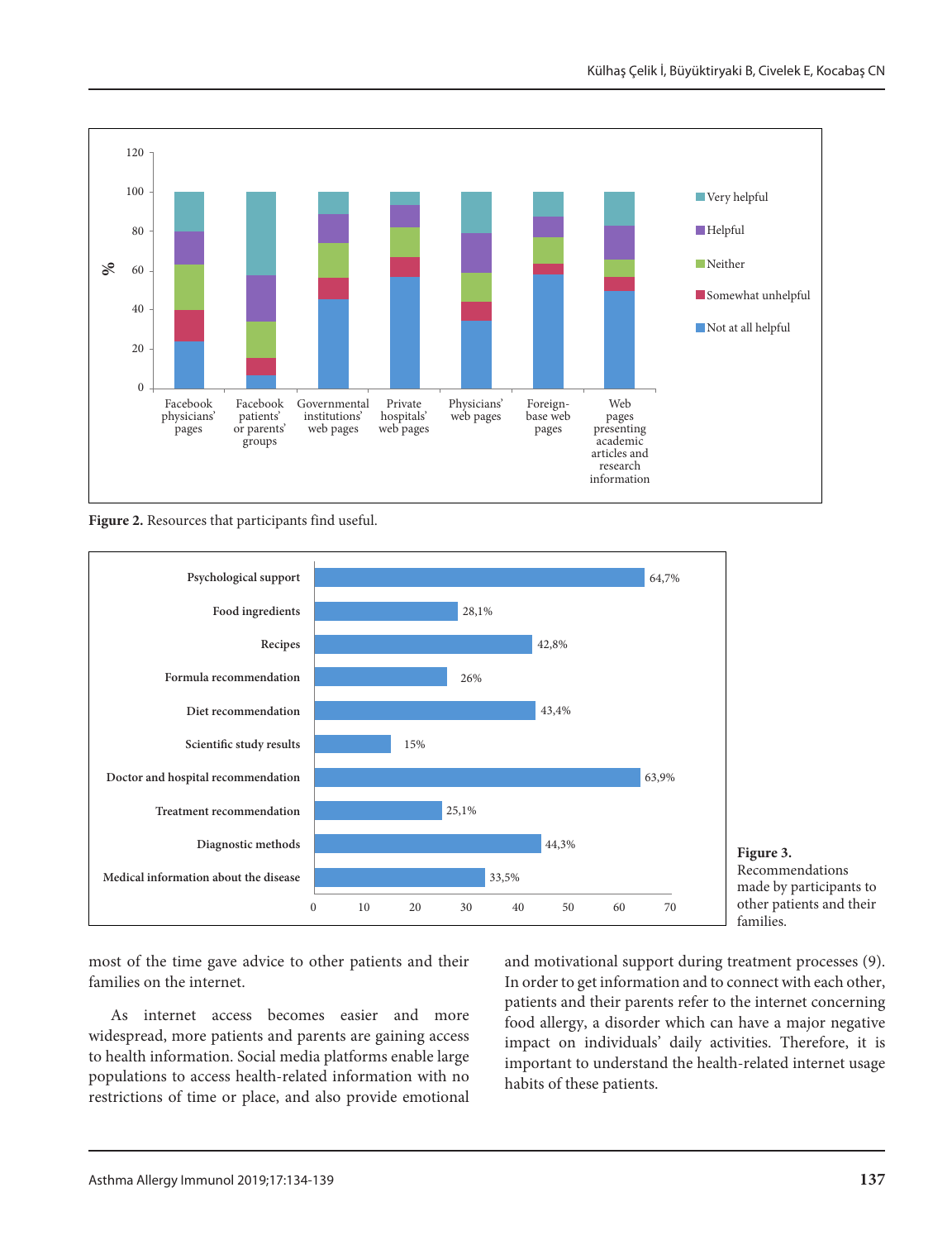**Figure 2.** Resources that participants find useful.

**Figure 3.** Recommendations made by participants to other patients and their families.

most of the time gave advice to other patients and their families on the internet.

As internet access becomes easier and more widespread, more patients and parents are gaining access to health information. Social media platforms enable large populations to access health-related information with no restrictions of time or place, and also provide emotional and motivational support during treatment processes (9). In order to get information and to connect with each other, patients and their parents refer to the internet concerning food allergy, a disorder which can have a major negative impact on individuals' daily activities. Therefore, it is important to understand the health-related internet usage habits of these patients.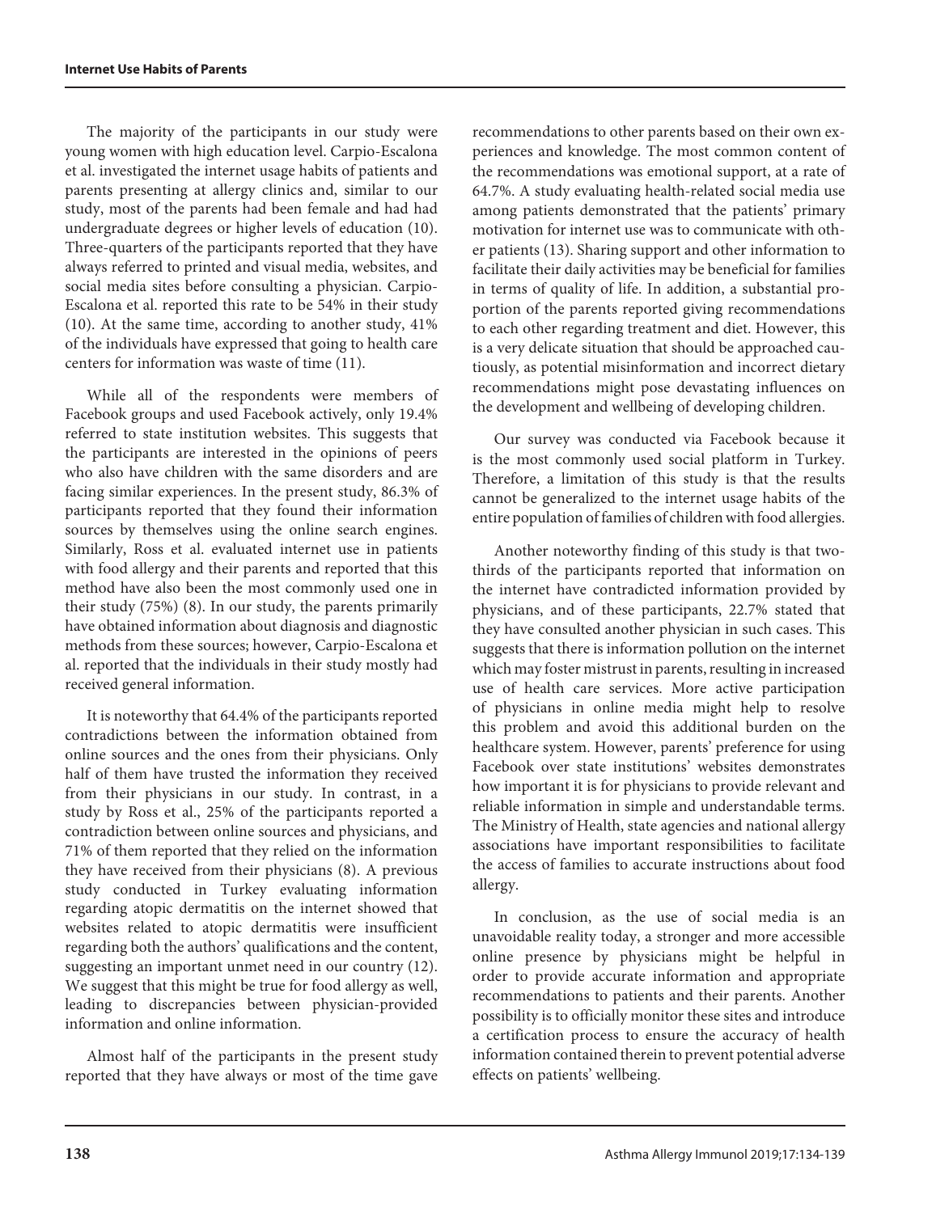The majority of the participants in our study were young women with high education level. Carpio-Escalona et al. investigated the internet usage habits of patients and parents presenting at allergy clinics and, similar to our study, most of the parents had been female and had had undergraduate degrees or higher levels of education (10). Three-quarters of the participants reported that they have always referred to printed and visual media, websites, and social media sites before consulting a physician. Carpio-Escalona et al. reported this rate to be 54% in their study (10). At the same time, according to another study, 41% of the individuals have expressed that going to health care centers for information was waste of time (11).

While all of the respondents were members of Facebook groups and used Facebook actively, only 19.4% referred to state institution websites. This suggests that the participants are interested in the opinions of peers who also have children with the same disorders and are facing similar experiences. In the present study, 86.3% of participants reported that they found their information sources by themselves using the online search engines. Similarly, Ross et al. evaluated internet use in patients with food allergy and their parents and reported that this method have also been the most commonly used one in their study (75%) (8). In our study, the parents primarily have obtained information about diagnosis and diagnostic methods from these sources; however, Carpio-Escalona et al. reported that the individuals in their study mostly had received general information.

It is noteworthy that 64.4% of the participants reported contradictions between the information obtained from online sources and the ones from their physicians. Only half of them have trusted the information they received from their physicians in our study. In contrast, in a study by Ross et al., 25% of the participants reported a contradiction between online sources and physicians, and 71% of them reported that they relied on the information they have received from their physicians (8). A previous study conducted in Turkey evaluating information regarding atopic dermatitis on the internet showed that websites related to atopic dermatitis were insufficient regarding both the authors' qualifications and the content, suggesting an important unmet need in our country (12). We suggest that this might be true for food allergy as well, leading to discrepancies between physician-provided information and online information.

Almost half of the participants in the present study reported that they have always or most of the time gave recommendations to other parents based on their own experiences and knowledge. The most common content of the recommendations was emotional support, at a rate of 64.7%. A study evaluating health-related social media use among patients demonstrated that the patients' primary motivation for internet use was to communicate with other patients (13). Sharing support and other information to facilitate their daily activities may be beneficial for families in terms of quality of life. In addition, a substantial proportion of the parents reported giving recommendations to each other regarding treatment and diet. However, this is a very delicate situation that should be approached cautiously, as potential misinformation and incorrect dietary recommendations might pose devastating influences on the development and wellbeing of developing children.

Our survey was conducted via Facebook because it is the most commonly used social platform in Turkey. Therefore, a limitation of this study is that the results cannot be generalized to the internet usage habits of the entire population of families of children with food allergies.

Another noteworthy finding of this study is that two-thirds of the participants reported that information on the internet have contradicted information provided by physicians, and of these participants, 22.7% stated that they have consulted another physician in such cases. This suggests that there is information pollution on the internet which may foster mistrust in parents, resulting in increased use of health care services. More active participation of physicians in online media might help to resolve this problem and avoid this additional burden on the healthcare system. However, parents' preference for using Facebook over state institutions' websites demonstrates how important it is for physicians to provide relevant and reliable information in simple and understandable terms. The Ministry of Health, state agencies and national allergy associations have important responsibilities to facilitate the access of families to accurate instructions about food allergy.

In conclusion, as the use of social media is an unavoidable reality today, a stronger and more accessible online presence by physicians might be helpful in order to provide accurate information and appropriate recommendations to patients and their parents. Another possibility is to officially monitor these sites and introduce a certification process to ensure the accuracy of health information contained therein to prevent potential adverse effects on patients' wellbeing.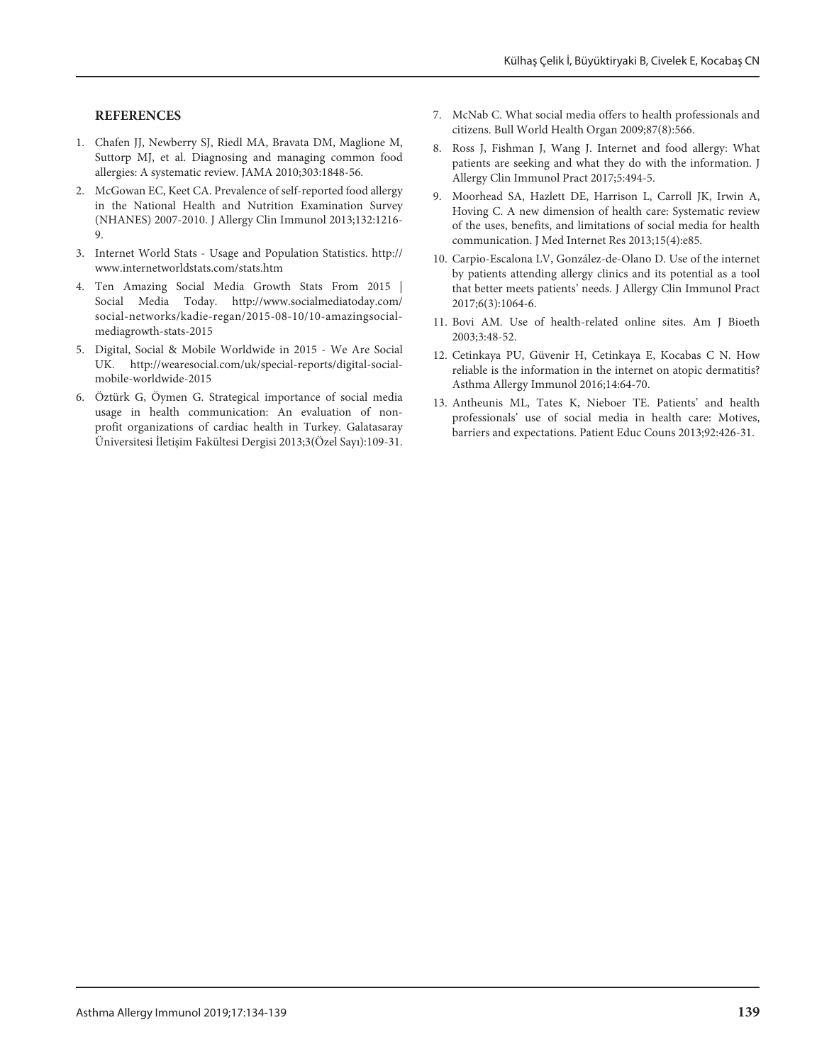## REFERENCES

1. Chafen JJ, Newberry SJ, Riedl MA, Bravata DM, Maglione M, Suttorp MJ, et al. Diagnosing and managing common food allergies: A systematic review. JAMA 2010;303:1848-56.
2. McGowan EC, Keet CA. Prevalence of self-reported food allergy in the National Health and Nutrition Examination Survey (NHANES) 2007-2010. J Allergy Clin Immunol 2013;132:1216-9.
3. Internet World Stats - Usage and Population Statistics. http://www.internetworldstats.com/stats.htm
4. Ten Amazing Social Media Growth Stats From 2015 | Social Media Today. http://www.socialmediatoday.com/social-networks/kadie-regan/2015-08-10/10-amazingsocial-mediagrowth-stats-2015
5. Digital, Social & Mobile Worldwide in 2015 - We Are Social UK. http://wearesocial.com/uk/special-reports/digital-social-mobile-worldwide-2015
6. Öztürk G, Öymen G. Strategical importance of social media usage in health communication: An evaluation of non-profit organizations of cardiac health in Turkey. Galatasaray Üniversitesi İletişim Fakültesi Dergisi 2013;3(Özel Sayı):109-31.
7. McNab C. What social media offers to health professionals and citizens. Bull World Health Organ 2009;87(8):566.
8. Ross J, Fishman J, Wang J. Internet and food allergy: What patients are seeking and what they do with the information. J Allergy Clin Immunol Pract 2017;5:494-5.
9. Moorhead SA, Hazlett DE, Harrison L, Carroll JK, Irwin A, Hoving C. A new dimension of health care: Systematic review of the uses, benefits, and limitations of social media for health communication. J Med Internet Res 2013;15(4):e85.
10. Carpio-Escalona LV, González-de-Olano D. Use of the internet by patients attending allergy clinics and its potential as a tool that better meets patients' needs. J Allergy Clin Immunol Pract 2017;6(3):1064-6.
11. Bovi AM. Use of health-related online sites. Am J Bioeth 2003;3:48-52.
12. Cetinkaya PU, Güvenir H, Cetinkaya E, Kocabas C N. How reliable is the information in the internet on atopic dermatitis? Asthma Allergy Immunol 2016;14:64-70.
13. Antheunis ML, Tates K, Nieboer TE. Patients' and health professionals' use of social media in health care: Motives, barriers and expectations. Patient Educ Couns 2013;92:426-31.